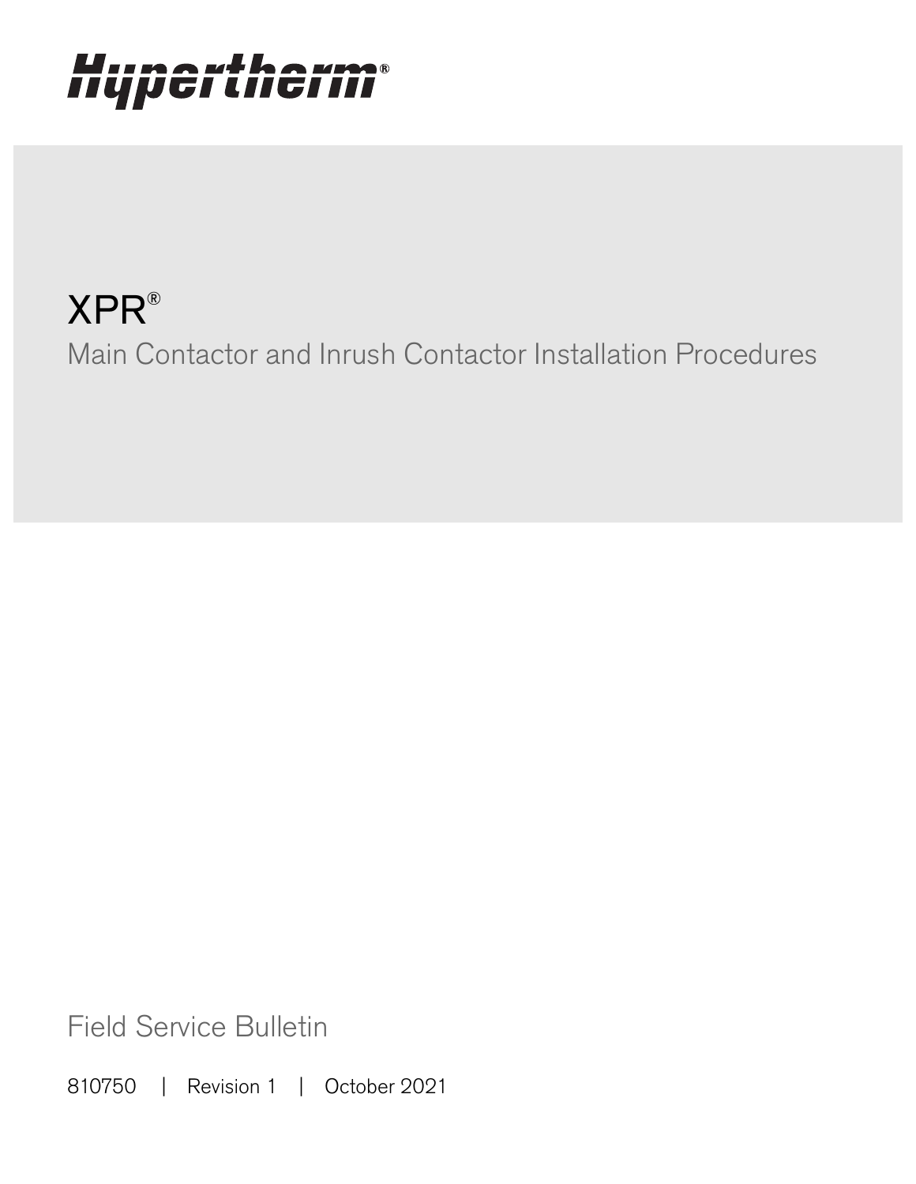Hypertherm®

# XPR®

## Main Contactor and Inrush Contactor Installation Procedures

Field Service Bulletin

810750 | Revision 1 | October 2021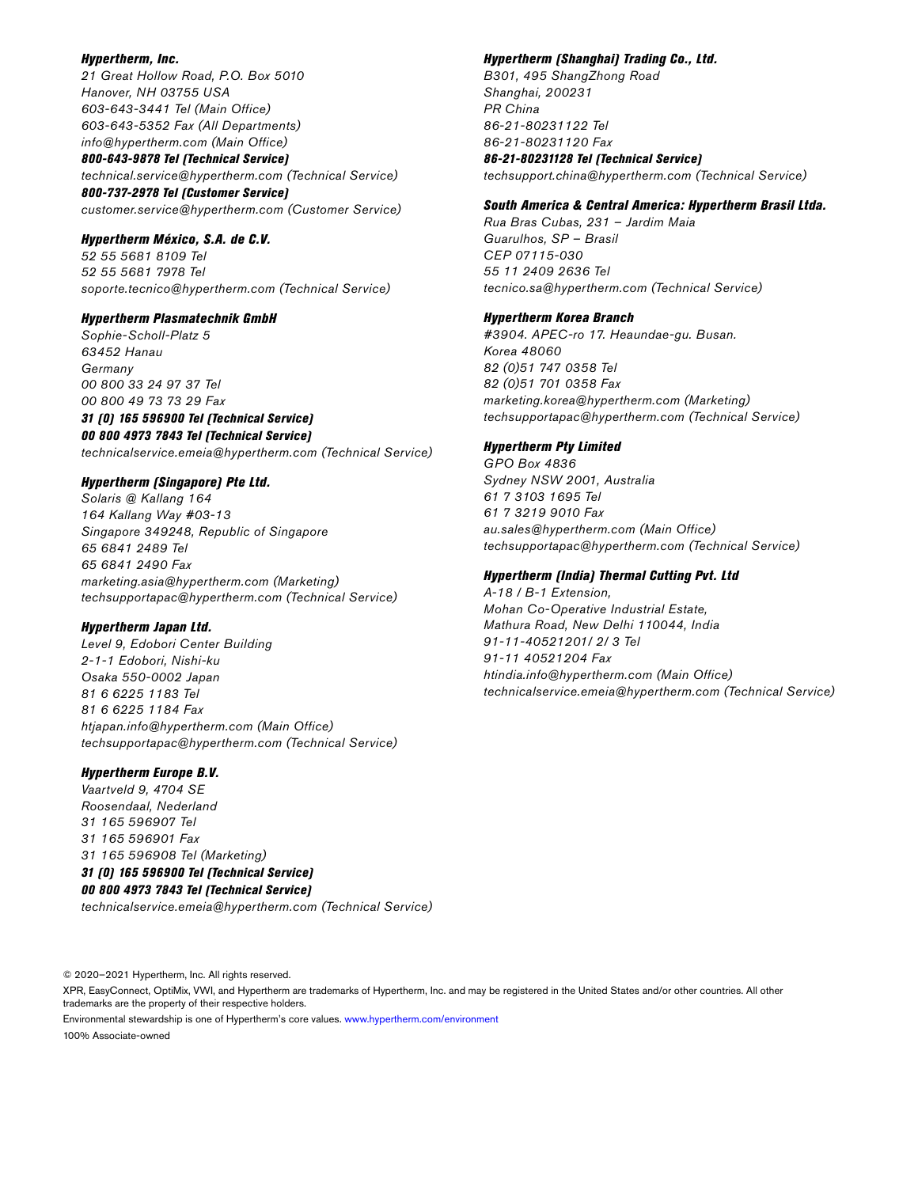**Hypertherm, Inc.**
*21 Great Hollow Road, P.O. Box 5010*
*Hanover, NH 03755 USA*
*603-643-3441 Tel (Main Office)*
*603-643-5352 Fax (All Departments)*
*info@hypertherm.com (Main Office)*
**800-643-9878 Tel (Technical Service)**
*technical.service@hypertherm.com (Technical Service)*
**800-737-2978 Tel (Customer Service)**
*customer.service@hypertherm.com (Customer Service)*

**Hypertherm México, S.A. de C.V.**
*52 55 5681 8109 Tel*
*52 55 5681 7978 Tel*
*soporte.tecnico@hypertherm.com (Technical Service)*

**Hypertherm Plasmatechnik GmbH**
*Sophie-Scholl-Platz 5*
*63452 Hanau*
*Germany*
*00 800 33 24 97 37 Tel*
*00 800 49 73 73 29 Fax*
**31 (0) 165 596900 Tel (Technical Service)**
**00 800 4973 7843 Tel (Technical Service)**
*technicalservice.emeia@hypertherm.com (Technical Service)*

**Hypertherm (Singapore) Pte Ltd.**
*Solaris @ Kallang 164*
*164 Kallang Way #03-13*
*Singapore 349248, Republic of Singapore*
*65 6841 2489 Tel*
*65 6841 2490 Fax*
*marketing.asia@hypertherm.com (Marketing)*
*techsupportapac@hypertherm.com (Technical Service)*

**Hypertherm Japan Ltd.**
*Level 9, Edobori Center Building*
*2-1-1 Edobori, Nishi-ku*
*Osaka 550-0002 Japan*
*81 6 6225 1183 Tel*
*81 6 6225 1184 Fax*
*htjapan.info@hypertherm.com (Main Office)*
*techsupportapac@hypertherm.com (Technical Service)*

**Hypertherm Europe B.V.**
*Vaartveld 9, 4704 SE*
*Roosendaal, Nederland*
*31 165 596907 Tel*
*31 165 596901 Fax*
*31 165 596908 Tel (Marketing)*
**31 (0) 165 596900 Tel (Technical Service)**
**00 800 4973 7843 Tel (Technical Service)**
*technicalservice.emeia@hypertherm.com (Technical Service)*

**Hypertherm (Shanghai) Trading Co., Ltd.**
*B301, 495 ShangZhong Road*
*Shanghai, 200231*
*PR China*
*86-21-80231122 Tel*
*86-21-80231120 Fax*
**86-21-80231128 Tel (Technical Service)**
*techsupport.china@hypertherm.com (Technical Service)*

**South America & Central America: Hypertherm Brasil Ltda.**
*Rua Bras Cubas, 231 – Jardim Maia*
*Guarulhos, SP – Brasil*
*CEP 07115-030*
*55 11 2409 2636 Tel*
*tecnico.sa@hypertherm.com (Technical Service)*

**Hypertherm Korea Branch**
*#3904. APEC-ro 17. Heaundae-gu. Busan.*
*Korea 48060*
*82 (0)51 747 0358 Tel*
*82 (0)51 701 0358 Fax*
*marketing.korea@hypertherm.com (Marketing)*
*techsupportapac@hypertherm.com (Technical Service)*

**Hypertherm Pty Limited**
*GPO Box 4836*
*Sydney NSW 2001, Australia*
*61 7 3103 1695 Tel*
*61 7 3219 9010 Fax*
*au.sales@hypertherm.com (Main Office)*
*techsupportapac@hypertherm.com (Technical Service)*

**Hypertherm (India) Thermal Cutting Pvt. Ltd**
*A-18 / B-1 Extension,*
*Mohan Co-Operative Industrial Estate,*
*Mathura Road, New Delhi 110044, India*
*91-11-40521201/ 2/ 3 Tel*
*91-11 40521204 Fax*
*htindia.info@hypertherm.com (Main Office)*
*technicalservice.emeia@hypertherm.com (Technical Service)*

© 2020–2021 Hypertherm, Inc. All rights reserved.

XPR, EasyConnect, OptiMix, VWI, and Hypertherm are trademarks of Hypertherm, Inc. and may be registered in the United States and/or other countries. All other trademarks are the property of their respective holders.

Environmental stewardship is one of Hypertherm's core values. www.hypertherm.com/environment

100% Associate-owned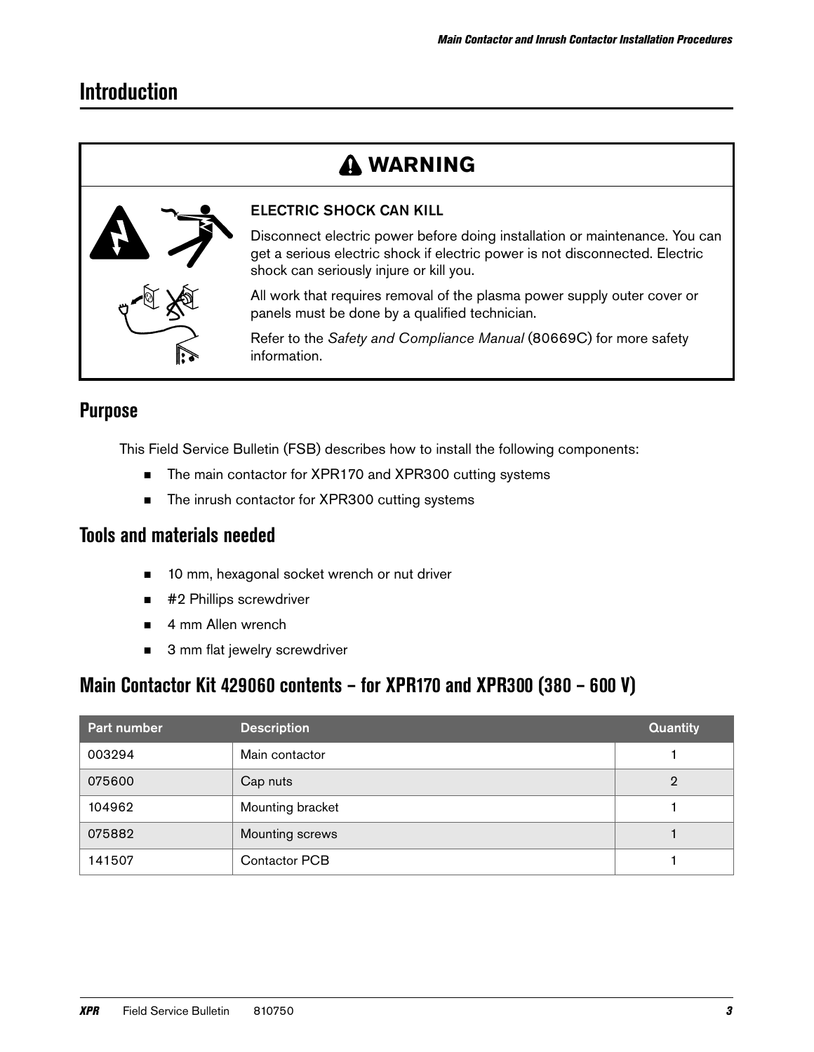# Introduction

## ⚠ WARNING

**ELECTRIC SHOCK CAN KILL**

Disconnect electric power before doing installation or maintenance. You can get a serious electric shock if electric power is not disconnected. Electric shock can seriously injure or kill you.

All work that requires removal of the plasma power supply outer cover or panels must be done by a qualified technician.

Refer to the *Safety and Compliance Manual* (80669C) for more safety information.

## Purpose

This Field Service Bulletin (FSB) describes how to install the following components:

- The main contactor for XPR170 and XPR300 cutting systems
- The inrush contactor for XPR300 cutting systems

## Tools and materials needed

- 10 mm, hexagonal socket wrench or nut driver
- #2 Phillips screwdriver
- 4 mm Allen wrench
- 3 mm flat jewelry screwdriver

## Main Contactor Kit 429060 contents – for XPR170 and XPR300 (380 – 600 V)

| Part number | Description | Quantity |
| --- | --- | --- |
| 003294 | Main contactor | 1 |
| 075600 | Cap nuts | 2 |
| 104962 | Mounting bracket | 1 |
| 075882 | Mounting screws | 1 |
| 141507 | Contactor PCB | 1 |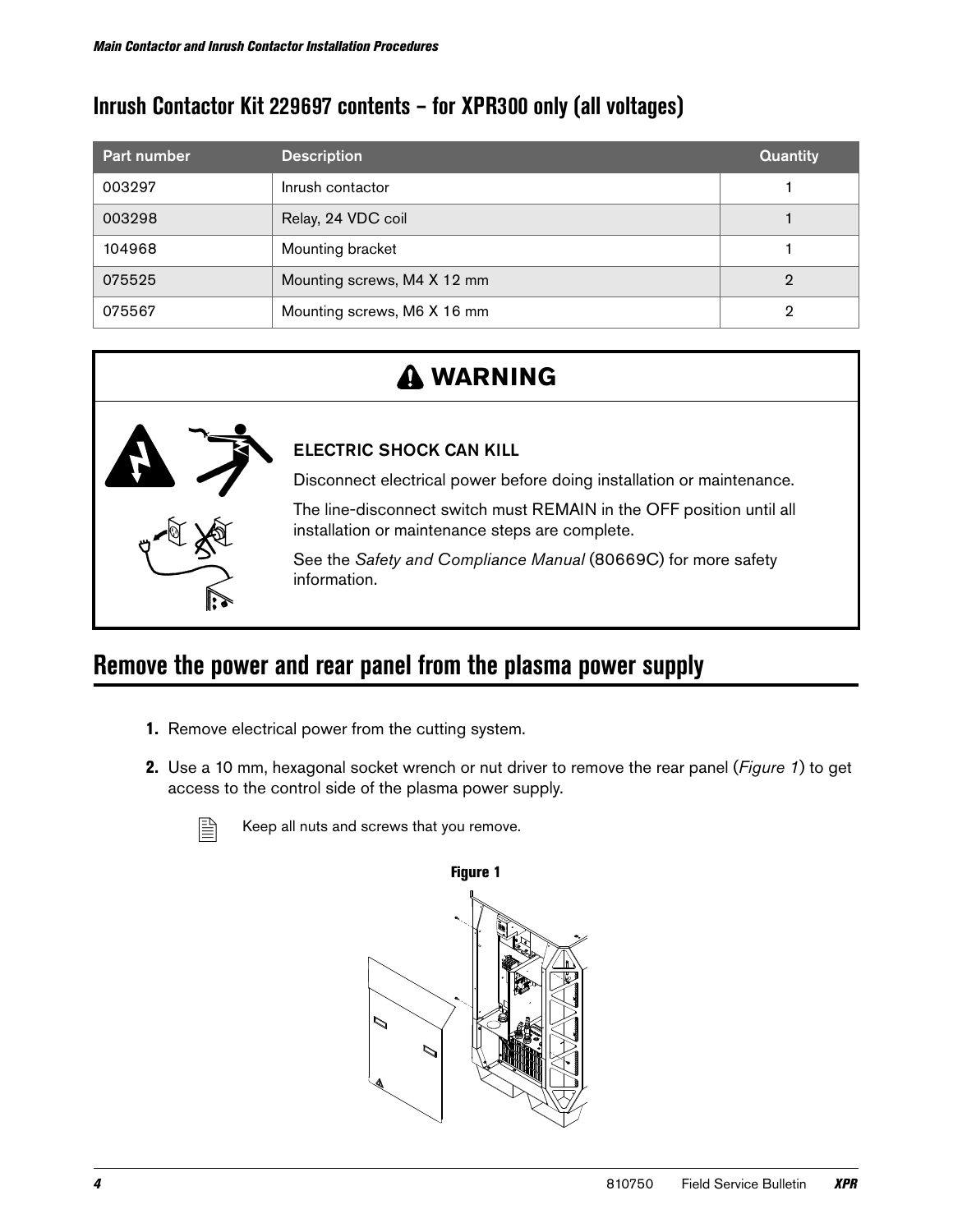## Inrush Contactor Kit 229697 contents – for XPR300 only (all voltages)

| Part number | Description | Quantity |
|---|---|---|
| 003297 | Inrush contactor | 1 |
| 003298 | Relay, 24 VDC coil | 1 |
| 104968 | Mounting bracket | 1 |
| 075525 | Mounting screws, M4 X 12 mm | 2 |
| 075567 | Mounting screws, M6 X 16 mm | 2 |

**WARNING**

**ELECTRIC SHOCK CAN KILL**

Disconnect electrical power before doing installation or maintenance.

The line-disconnect switch must REMAIN in the OFF position until all installation or maintenance steps are complete.

See the *Safety and Compliance Manual* (80669C) for more safety information.

# Remove the power and rear panel from the plasma power supply

1. Remove electrical power from the cutting system.
2. Use a 10 mm, hexagonal socket wrench or nut driver to remove the rear panel (*Figure 1*) to get access to the control side of the plasma power supply.

   Keep all nuts and screws that you remove.

**Figure 1**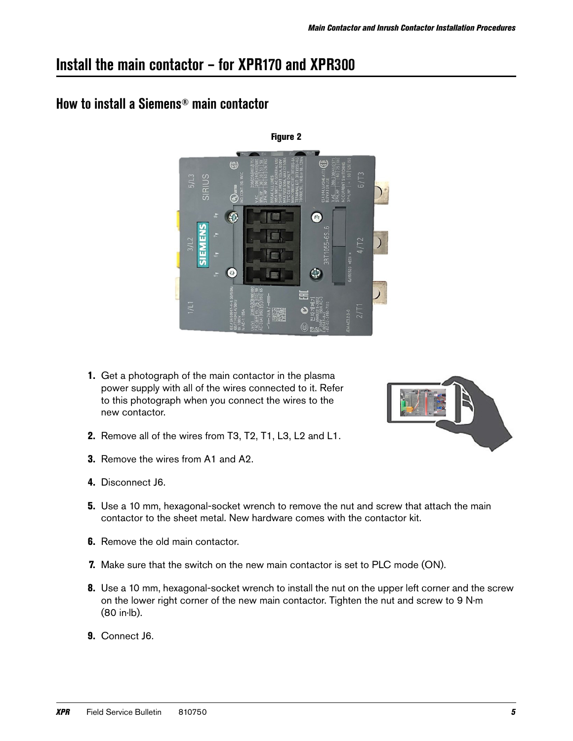# Install the main contactor – for XPR170 and XPR300

## How to install a Siemens® main contactor

Figure 2

1. Get a photograph of the main contactor in the plasma power supply with all of the wires connected to it. Refer to this photograph when you connect the wires to the new contactor.
2. Remove all of the wires from T3, T2, T1, L3, L2 and L1.
3. Remove the wires from A1 and A2.
4. Disconnect J6.
5. Use a 10 mm, hexagonal-socket wrench to remove the nut and screw that attach the main contactor to the sheet metal. New hardware comes with the contactor kit.
6. Remove the old main contactor.
7. Make sure that the switch on the new main contactor is set to PLC mode (ON).
8. Use a 10 mm, hexagonal-socket wrench to install the nut on the upper left corner and the screw on the lower right corner of the new main contactor. Tighten the nut and screw to 9 N∙m (80 in∙lb).
9. Connect J6.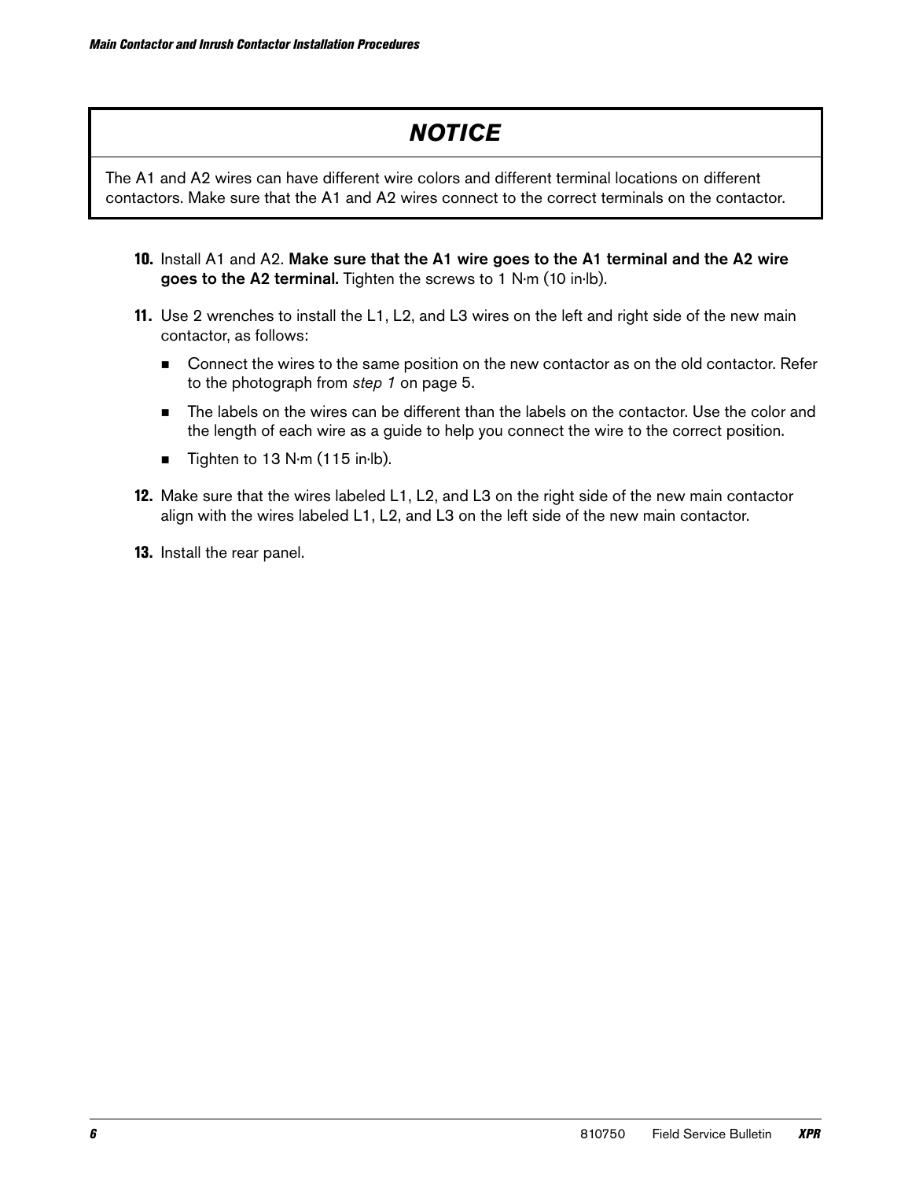## NOTICE

The A1 and A2 wires can have different wire colors and different terminal locations on different contactors. Make sure that the A1 and A2 wires connect to the correct terminals on the contactor.

10. Install A1 and A2. **Make sure that the A1 wire goes to the A1 terminal and the A2 wire goes to the A2 terminal.** Tighten the screws to 1 N·m (10 in·lb).
11. Use 2 wrenches to install the L1, L2, and L3 wires on the left and right side of the new main contactor, as follows:
    - Connect the wires to the same position on the new contactor as on the old contactor. Refer to the photograph from *step 1* on page 5.
    - The labels on the wires can be different than the labels on the contactor. Use the color and the length of each wire as a guide to help you connect the wire to the correct position.
    - Tighten to 13 N·m (115 in·lb).
12. Make sure that the wires labeled L1, L2, and L3 on the right side of the new main contactor align with the wires labeled L1, L2, and L3 on the left side of the new main contactor.
13. Install the rear panel.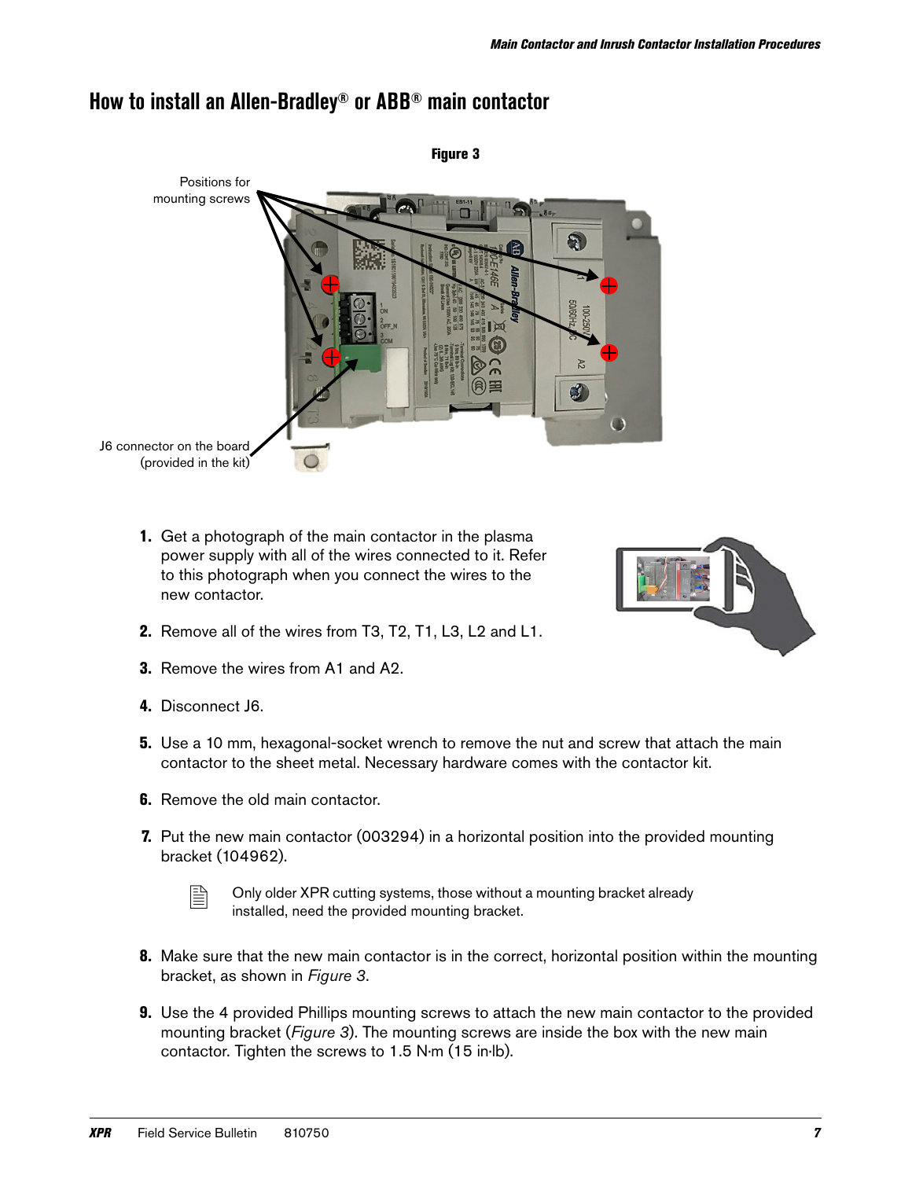## How to install an Allen-Bradley® or ABB® main contactor

**Figure 3**

Positions for mounting screws

J6 connector on the board (provided in the kit)

1. Get a photograph of the main contactor in the plasma power supply with all of the wires connected to it. Refer to this photograph when you connect the wires to the new contactor.

2. Remove all of the wires from T3, T2, T1, L3, L2 and L1.

3. Remove the wires from A1 and A2.

4. Disconnect J6.

5. Use a 10 mm, hexagonal-socket wrench to remove the nut and screw that attach the main contactor to the sheet metal. Necessary hardware comes with the contactor kit.

6. Remove the old main contactor.

7. Put the new main contactor (003294) in a horizontal position into the provided mounting bracket (104962).

   Only older XPR cutting systems, those without a mounting bracket already installed, need the provided mounting bracket.

8. Make sure that the new main contactor is in the correct, horizontal position within the mounting bracket, as shown in *Figure 3*.

9. Use the 4 provided Phillips mounting screws to attach the new main contactor to the provided mounting bracket (*Figure 3*). The mounting screws are inside the box with the new main contactor. Tighten the screws to 1.5 N∙m (15 in∙lb).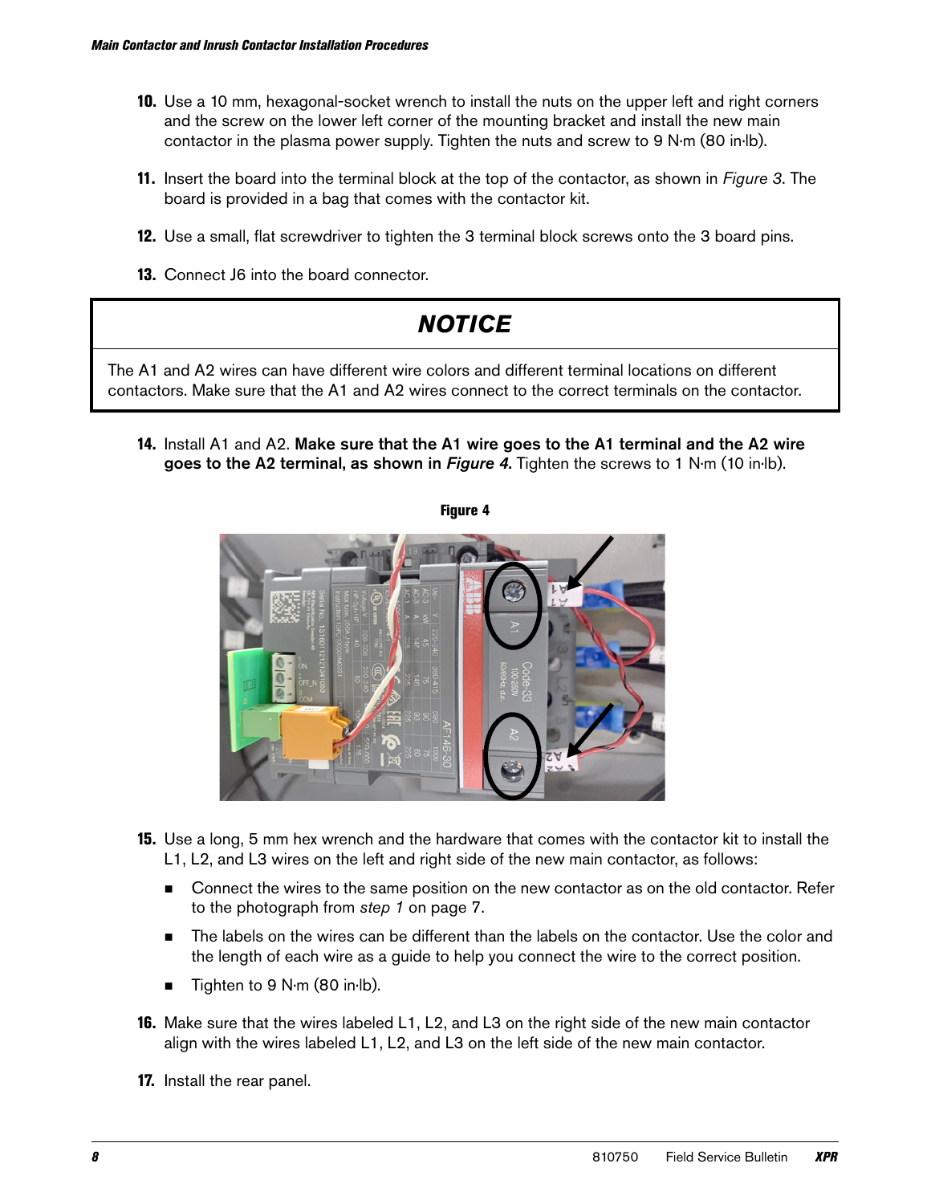10. Use a 10 mm, hexagonal-socket wrench to install the nuts on the upper left and right corners and the screw on the lower left corner of the mounting bracket and install the new main contactor in the plasma power supply. Tighten the nuts and screw to 9 N·m (80 in·lb).

11. Insert the board into the terminal block at the top of the contactor, as shown in *Figure 3*. The board is provided in a bag that comes with the contactor kit.

12. Use a small, flat screwdriver to tighten the 3 terminal block screws onto the 3 board pins.

13. Connect J6 into the board connector.

> ### *NOTICE*
>
> The A1 and A2 wires can have different wire colors and different terminal locations on different contactors. Make sure that the A1 and A2 wires connect to the correct terminals on the contactor.

14. Install A1 and A2. **Make sure that the A1 wire goes to the A1 terminal and the A2 wire goes to the A2 terminal, as shown in *Figure 4*.** Tighten the screws to 1 N·m (10 in·lb).

**Figure 4**

15. Use a long, 5 mm hex wrench and the hardware that comes with the contactor kit to install the L1, L2, and L3 wires on the left and right side of the new main contactor, as follows:
    - Connect the wires to the same position on the new contactor as on the old contactor. Refer to the photograph from *step 1* on page 7.
    - The labels on the wires can be different than the labels on the contactor. Use the color and the length of each wire as a guide to help you connect the wire to the correct position.
    - Tighten to 9 N·m (80 in·lb).

16. Make sure that the wires labeled L1, L2, and L3 on the right side of the new main contactor align with the wires labeled L1, L2, and L3 on the left side of the new main contactor.

17. Install the rear panel.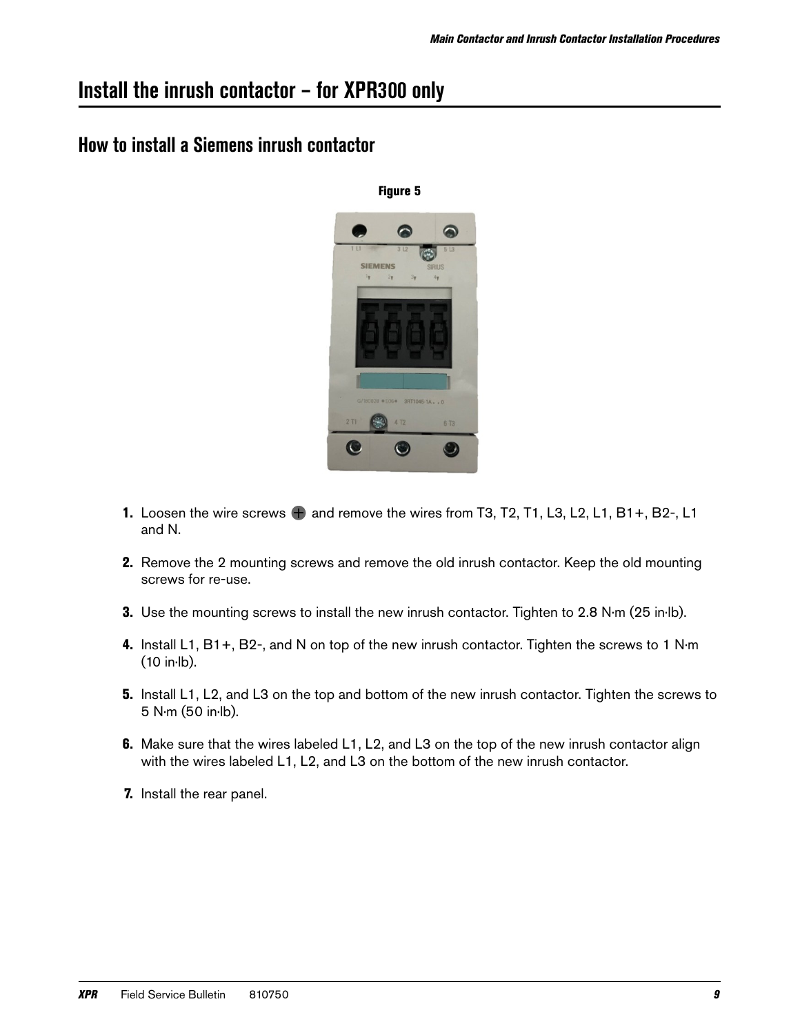# Install the inrush contactor – for XPR300 only

## How to install a Siemens inrush contactor

**Figure 5**

1. Loosen the wire screws ⊕ and remove the wires from T3, T2, T1, L3, L2, L1, B1+, B2-, L1 and N.
2. Remove the 2 mounting screws and remove the old inrush contactor. Keep the old mounting screws for re-use.
3. Use the mounting screws to install the new inrush contactor. Tighten to 2.8 N∙m (25 in∙lb).
4. Install L1, B1+, B2-, and N on top of the new inrush contactor. Tighten the screws to 1 N∙m (10 in∙lb).
5. Install L1, L2, and L3 on the top and bottom of the new inrush contactor. Tighten the screws to 5 N∙m (50 in∙lb).
6. Make sure that the wires labeled L1, L2, and L3 on the top of the new inrush contactor align with the wires labeled L1, L2, and L3 on the bottom of the new inrush contactor.
7. Install the rear panel.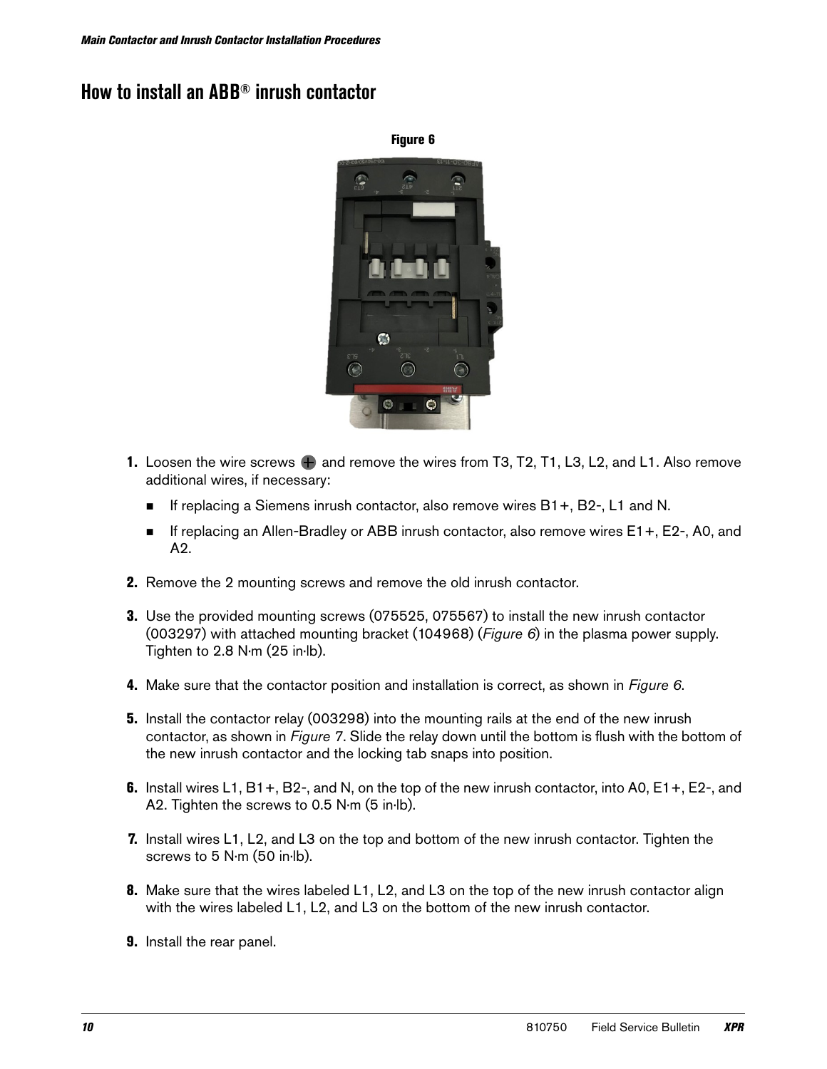# How to install an ABB® inrush contactor

**Figure 6**

1. Loosen the wire screws ⊕ and remove the wires from T3, T2, T1, L3, L2, and L1. Also remove additional wires, if necessary:
   - If replacing a Siemens inrush contactor, also remove wires B1+, B2-, L1 and N.
   - If replacing an Allen-Bradley or ABB inrush contactor, also remove wires E1+, E2-, A0, and A2.
2. Remove the 2 mounting screws and remove the old inrush contactor.
3. Use the provided mounting screws (075525, 075567) to install the new inrush contactor (003297) with attached mounting bracket (104968) (*Figure 6*) in the plasma power supply. Tighten to 2.8 N∙m (25 in∙lb).
4. Make sure that the contactor position and installation is correct, as shown in *Figure 6*.
5. Install the contactor relay (003298) into the mounting rails at the end of the new inrush contactor, as shown in *Figure 7*. Slide the relay down until the bottom is flush with the bottom of the new inrush contactor and the locking tab snaps into position.
6. Install wires L1, B1+, B2-, and N, on the top of the new inrush contactor, into A0, E1+, E2-, and A2. Tighten the screws to 0.5 N∙m (5 in∙lb).
7. Install wires L1, L2, and L3 on the top and bottom of the new inrush contactor. Tighten the screws to 5 N∙m (50 in∙lb).
8. Make sure that the wires labeled L1, L2, and L3 on the top of the new inrush contactor align with the wires labeled L1, L2, and L3 on the bottom of the new inrush contactor.
9. Install the rear panel.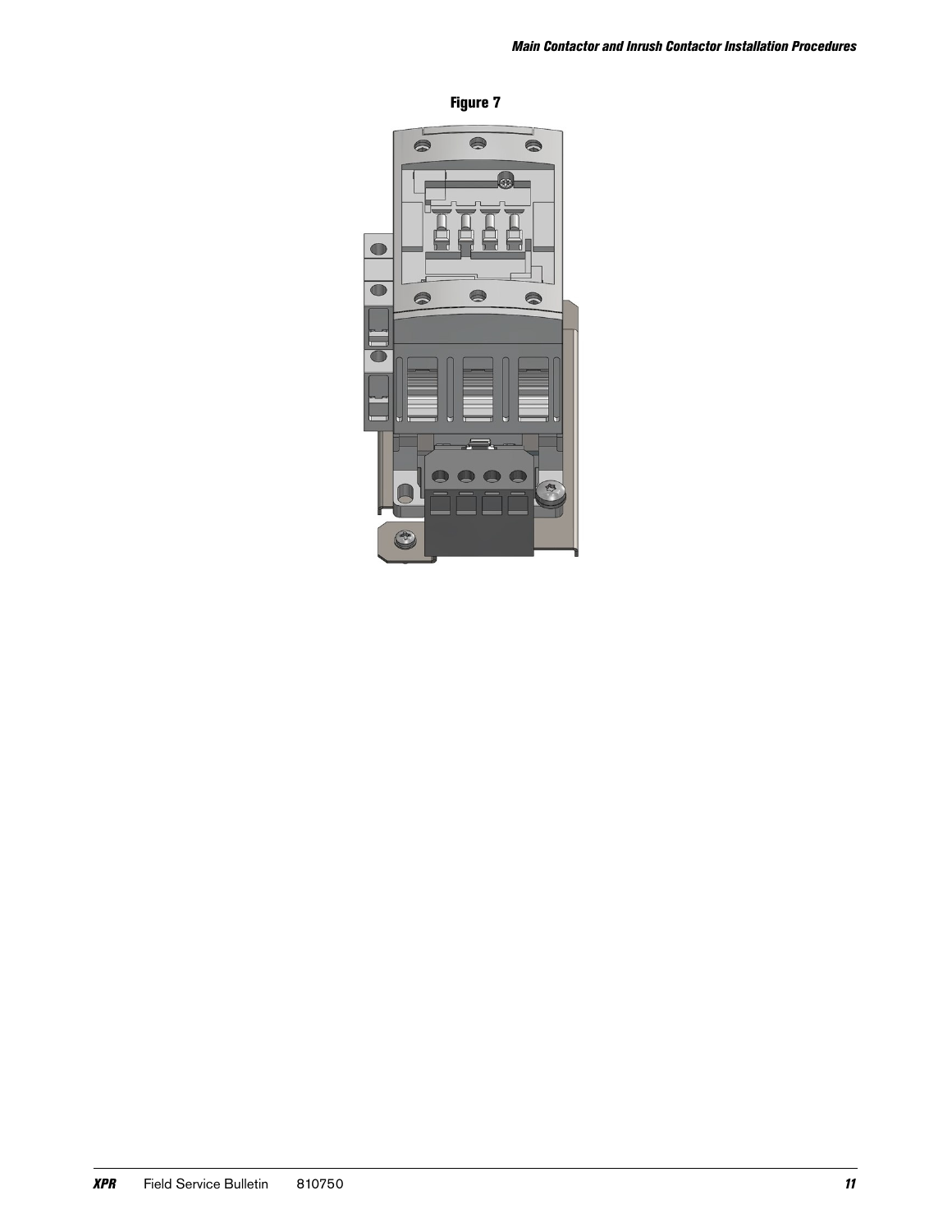**Figure 7**